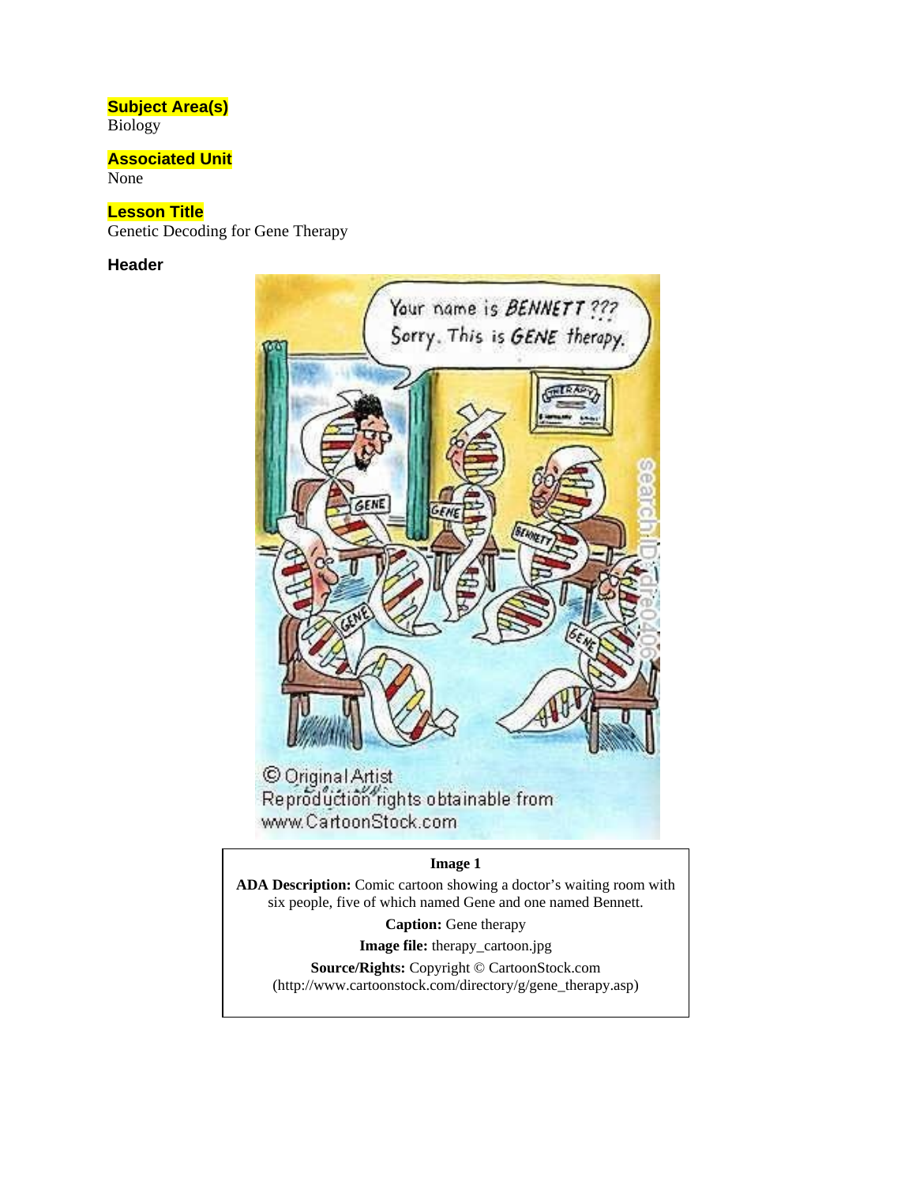**Subject Area(s)**
Biology

**Associated Unit**
None

**Lesson Title**
Genetic Decoding for Gene Therapy

**Header**

**Image 1**

**ADA Description:** Comic cartoon showing a doctor's waiting room with six people, five of which named Gene and one named Bennett.

**Caption:** Gene therapy

**Image file:** therapy_cartoon.jpg

**Source/Rights:** Copyright © CartoonStock.com (http://www.cartoonstock.com/directory/g/gene_therapy.asp)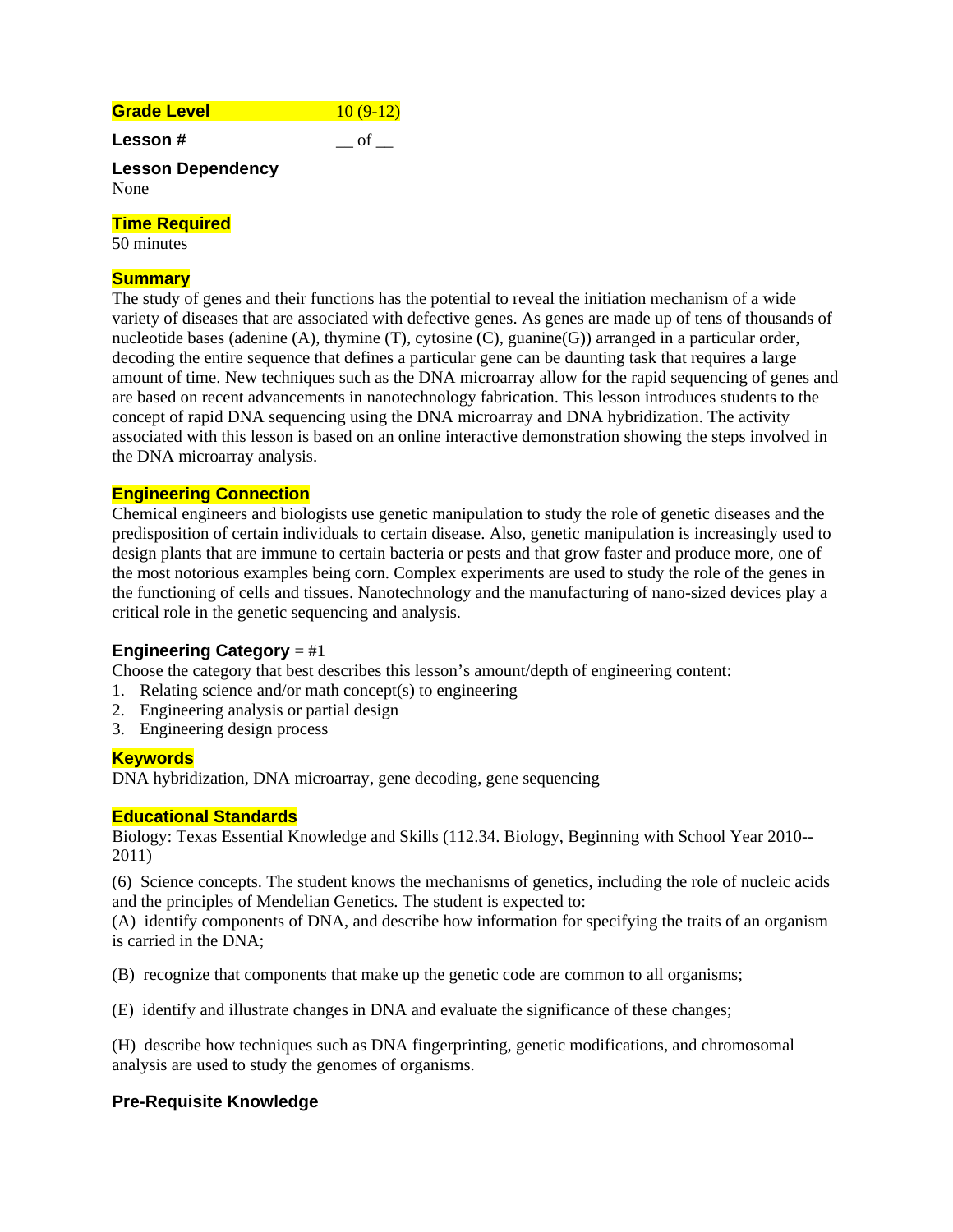**Grade Level** 10 (9-12)

**Lesson #** __ of __

**Lesson Dependency**
None

**Time Required**
50 minutes

**Summary**
The study of genes and their functions has the potential to reveal the initiation mechanism of a wide variety of diseases that are associated with defective genes. As genes are made up of tens of thousands of nucleotide bases (adenine (A), thymine (T), cytosine (C), guanine(G)) arranged in a particular order, decoding the entire sequence that defines a particular gene can be daunting task that requires a large amount of time. New techniques such as the DNA microarray allow for the rapid sequencing of genes and are based on recent advancements in nanotechnology fabrication. This lesson introduces students to the concept of rapid DNA sequencing using the DNA microarray and DNA hybridization. The activity associated with this lesson is based on an online interactive demonstration showing the steps involved in the DNA microarray analysis.

**Engineering Connection**
Chemical engineers and biologists use genetic manipulation to study the role of genetic diseases and the predisposition of certain individuals to certain disease. Also, genetic manipulation is increasingly used to design plants that are immune to certain bacteria or pests and that grow faster and produce more, one of the most notorious examples being corn. Complex experiments are used to study the role of the genes in the functioning of cells and tissues. Nanotechnology and the manufacturing of nano-sized devices play a critical role in the genetic sequencing and analysis.

**Engineering Category** = #1
Choose the category that best describes this lesson's amount/depth of engineering content:
1. Relating science and/or math concept(s) to engineering
2. Engineering analysis or partial design
3. Engineering design process

**Keywords**
DNA hybridization, DNA microarray, gene decoding, gene sequencing

**Educational Standards**
Biology: Texas Essential Knowledge and Skills (112.34. Biology, Beginning with School Year 2010--2011)

(6) Science concepts. The student knows the mechanisms of genetics, including the role of nucleic acids and the principles of Mendelian Genetics. The student is expected to:
(A) identify components of DNA, and describe how information for specifying the traits of an organism is carried in the DNA;

(B) recognize that components that make up the genetic code are common to all organisms;

(E) identify and illustrate changes in DNA and evaluate the significance of these changes;

(H) describe how techniques such as DNA fingerprinting, genetic modifications, and chromosomal analysis are used to study the genomes of organisms.

**Pre-Requisite Knowledge**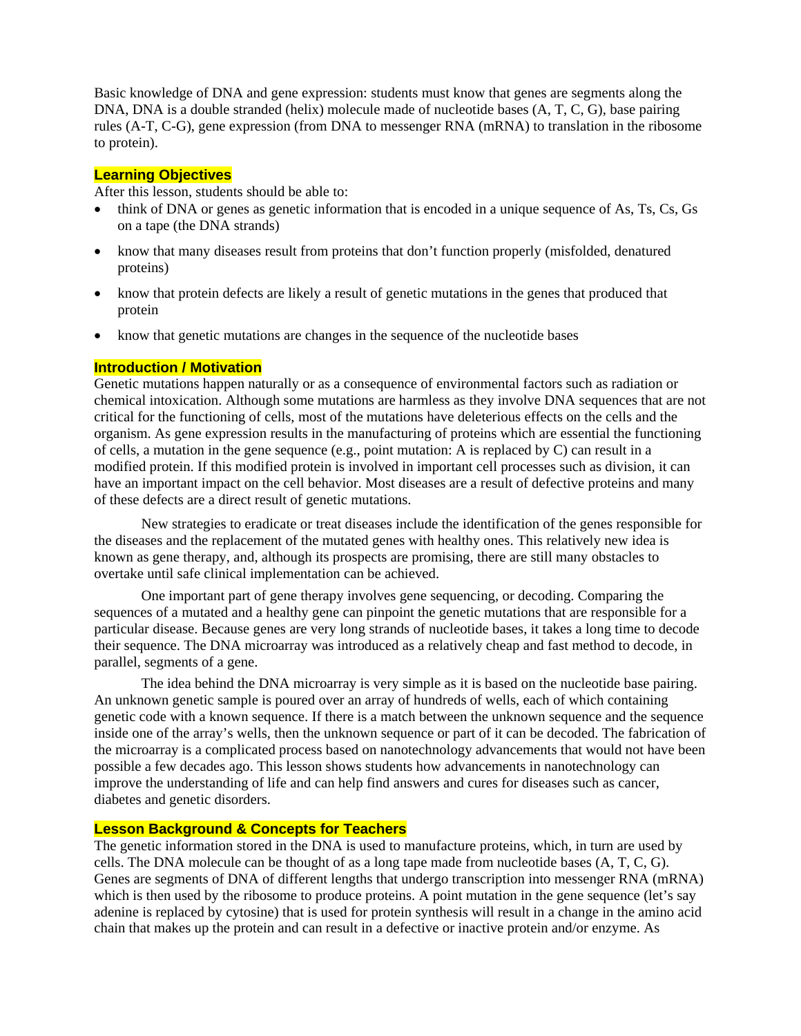Basic knowledge of DNA and gene expression: students must know that genes are segments along the DNA, DNA is a double stranded (helix) molecule made of nucleotide bases (A, T, C, G), base pairing rules (A-T, C-G), gene expression (from DNA to messenger RNA (mRNA) to translation in the ribosome to protein).

## Learning Objectives

After this lesson, students should be able to:

- think of DNA or genes as genetic information that is encoded in a unique sequence of As, Ts, Cs, Gs on a tape (the DNA strands)
- know that many diseases result from proteins that don't function properly (misfolded, denatured proteins)
- know that protein defects are likely a result of genetic mutations in the genes that produced that protein
- know that genetic mutations are changes in the sequence of the nucleotide bases

## Introduction / Motivation

Genetic mutations happen naturally or as a consequence of environmental factors such as radiation or chemical intoxication. Although some mutations are harmless as they involve DNA sequences that are not critical for the functioning of cells, most of the mutations have deleterious effects on the cells and the organism. As gene expression results in the manufacturing of proteins which are essential the functioning of cells, a mutation in the gene sequence (e.g., point mutation: A is replaced by C) can result in a modified protein. If this modified protein is involved in important cell processes such as division, it can have an important impact on the cell behavior. Most diseases are a result of defective proteins and many of these defects are a direct result of genetic mutations.

New strategies to eradicate or treat diseases include the identification of the genes responsible for the diseases and the replacement of the mutated genes with healthy ones. This relatively new idea is known as gene therapy, and, although its prospects are promising, there are still many obstacles to overtake until safe clinical implementation can be achieved.

One important part of gene therapy involves gene sequencing, or decoding. Comparing the sequences of a mutated and a healthy gene can pinpoint the genetic mutations that are responsible for a particular disease. Because genes are very long strands of nucleotide bases, it takes a long time to decode their sequence. The DNA microarray was introduced as a relatively cheap and fast method to decode, in parallel, segments of a gene.

The idea behind the DNA microarray is very simple as it is based on the nucleotide base pairing. An unknown genetic sample is poured over an array of hundreds of wells, each of which containing genetic code with a known sequence. If there is a match between the unknown sequence and the sequence inside one of the array's wells, then the unknown sequence or part of it can be decoded. The fabrication of the microarray is a complicated process based on nanotechnology advancements that would not have been possible a few decades ago. This lesson shows students how advancements in nanotechnology can improve the understanding of life and can help find answers and cures for diseases such as cancer, diabetes and genetic disorders.

## Lesson Background & Concepts for Teachers

The genetic information stored in the DNA is used to manufacture proteins, which, in turn are used by cells. The DNA molecule can be thought of as a long tape made from nucleotide bases (A, T, C, G). Genes are segments of DNA of different lengths that undergo transcription into messenger RNA (mRNA) which is then used by the ribosome to produce proteins. A point mutation in the gene sequence (let's say adenine is replaced by cytosine) that is used for protein synthesis will result in a change in the amino acid chain that makes up the protein and can result in a defective or inactive protein and/or enzyme. As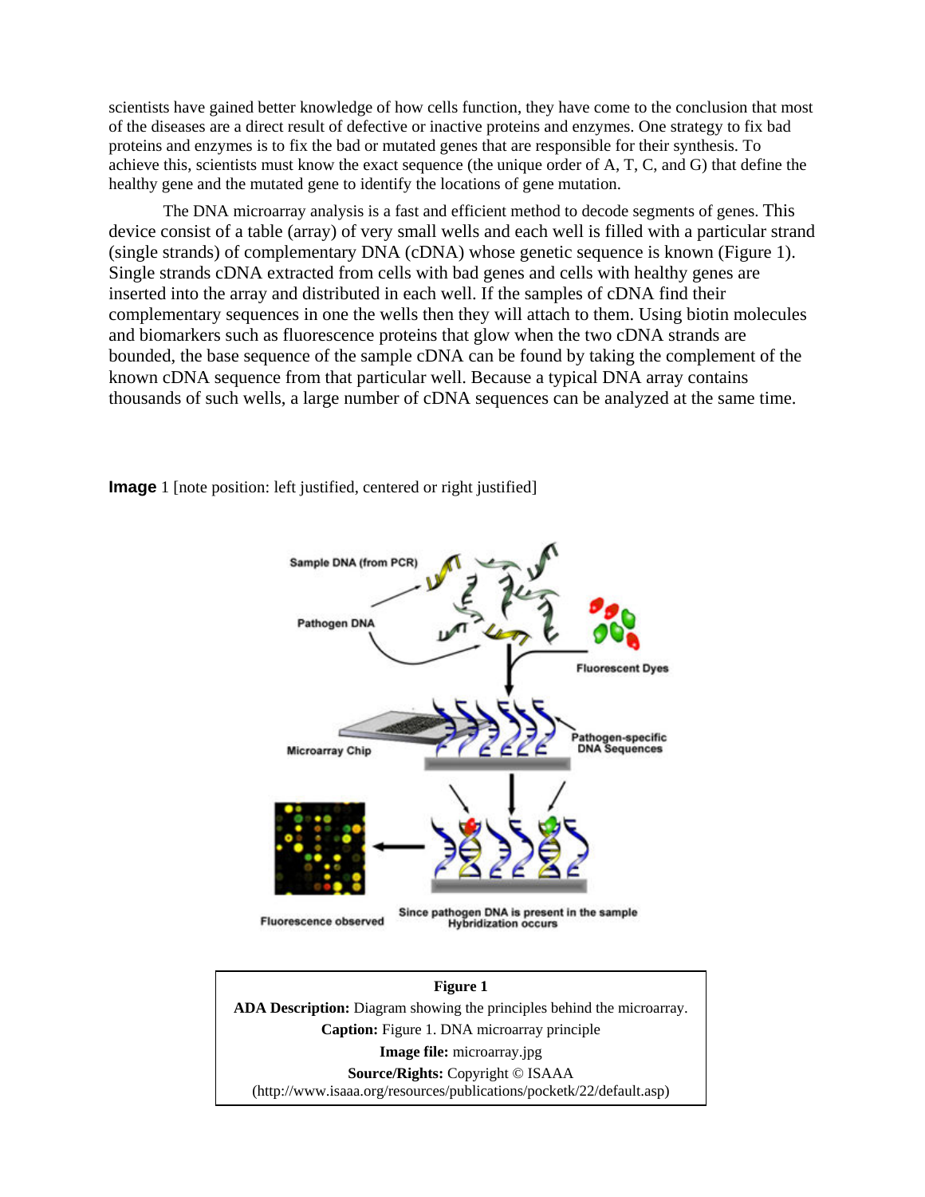scientists have gained better knowledge of how cells function, they have come to the conclusion that most of the diseases are a direct result of defective or inactive proteins and enzymes. One strategy to fix bad proteins and enzymes is to fix the bad or mutated genes that are responsible for their synthesis. To achieve this, scientists must know the exact sequence (the unique order of A, T, C, and G) that define the healthy gene and the mutated gene to identify the locations of gene mutation.

The DNA microarray analysis is a fast and efficient method to decode segments of genes. This device consist of a table (array) of very small wells and each well is filled with a particular strand (single strands) of complementary DNA (cDNA) whose genetic sequence is known (Figure 1). Single strands cDNA extracted from cells with bad genes and cells with healthy genes are inserted into the array and distributed in each well. If the samples of cDNA find their complementary sequences in one the wells then they will attach to them. Using biotin molecules and biomarkers such as fluorescence proteins that glow when the two cDNA strands are bounded, the base sequence of the sample cDNA can be found by taking the complement of the known cDNA sequence from that particular well. Because a typical DNA array contains thousands of such wells, a large number of cDNA sequences can be analyzed at the same time.

**Image** 1 [note position: left justified, centered or right justified]

Sample DNA (from PCR)

Pathogen DNA

Fluorescent Dyes

Microarray Chip

Pathogen-specific DNA Sequences

Fluorescence observed

Since pathogen DNA is present in the sample Hybridization occurs

**Figure 1**

**ADA Description:** Diagram showing the principles behind the microarray.

**Caption:** Figure 1. DNA microarray principle

**Image file:** microarray.jpg

**Source/Rights:** Copyright © ISAAA (http://www.isaaa.org/resources/publications/pocketk/22/default.asp)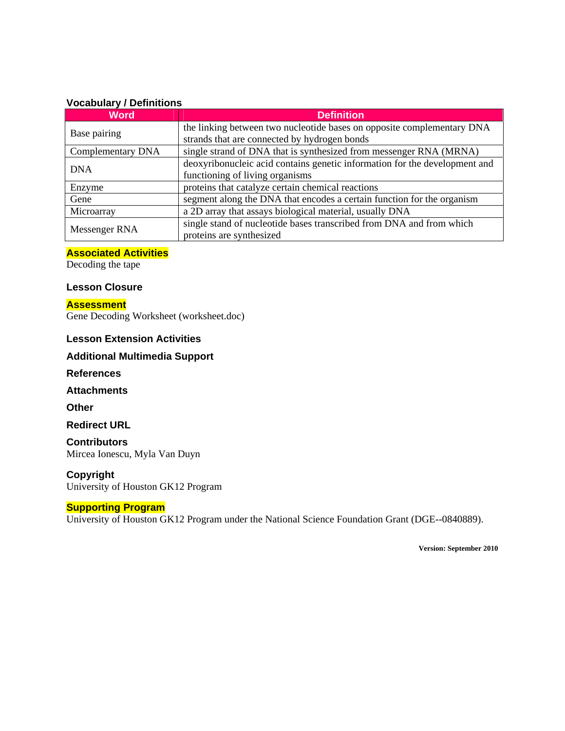### Vocabulary / Definitions

| Word | Definition |
|---|---|
| Base pairing | the linking between two nucleotide bases on opposite complementary DNA strands that are connected by hydrogen bonds |
| Complementary DNA | single strand of DNA that is synthesized from messenger RNA (MRNA) |
| DNA | deoxyribonucleic acid contains genetic information for the development and functioning of living organisms |
| Enzyme | proteins that catalyze certain chemical reactions |
| Gene | segment along the DNA that encodes a certain function for the organism |
| Microarray | a 2D array that assays biological material, usually DNA |
| Messenger RNA | single stand of nucleotide bases transcribed from DNA and from which proteins are synthesized |

### Associated Activities

Decoding the tape

### Lesson Closure

### Assessment

Gene Decoding Worksheet (worksheet.doc)

### Lesson Extension Activities

### Additional Multimedia Support

### References

### Attachments

### Other

### Redirect URL

### Contributors

Mircea Ionescu, Myla Van Duyn

### Copyright

University of Houston GK12 Program

### Supporting Program

University of Houston GK12 Program under the National Science Foundation Grant (DGE--0840889).

**Version: September 2010**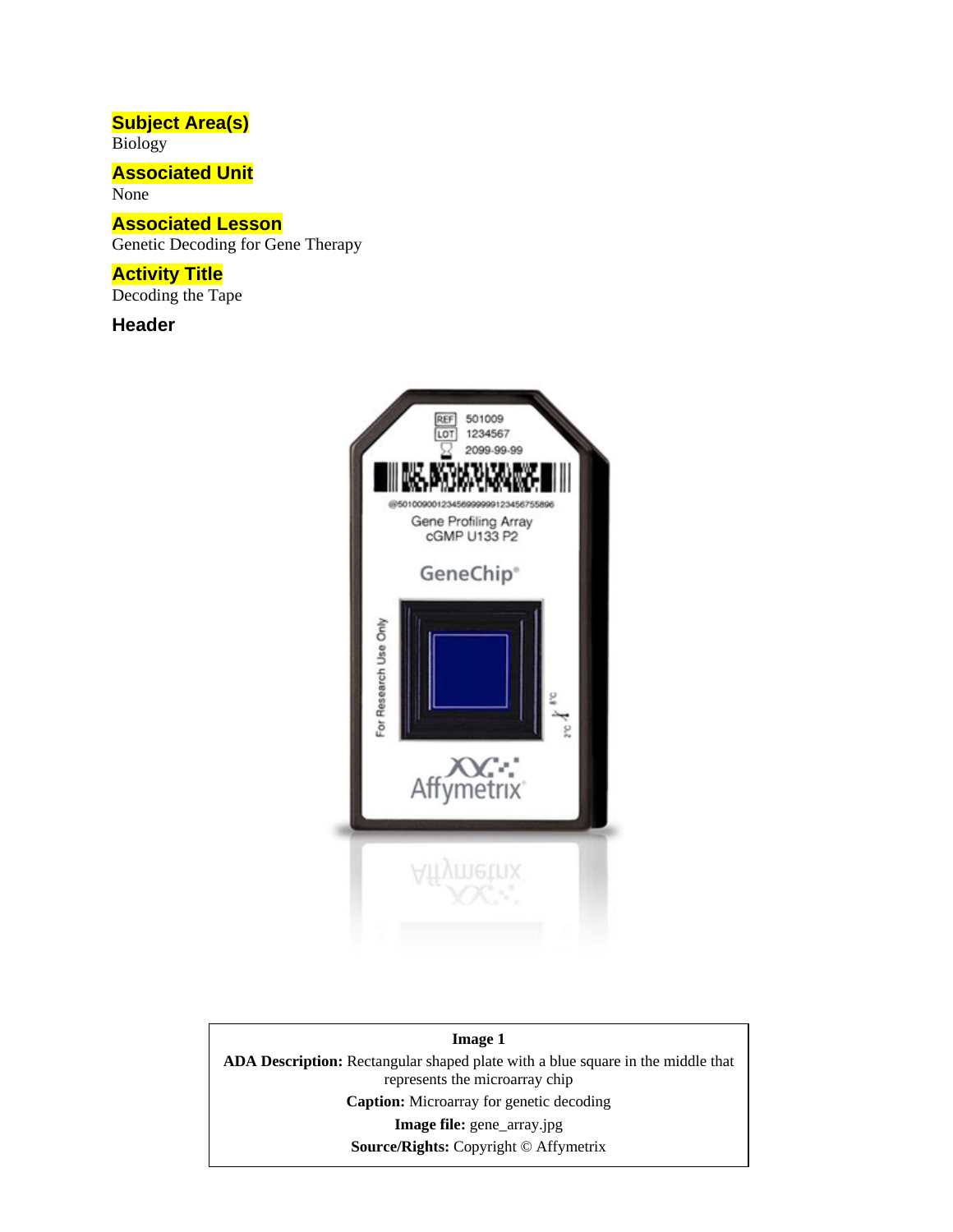**Subject Area(s)**
Biology

**Associated Unit**
None

**Associated Lesson**
Genetic Decoding for Gene Therapy

**Activity Title**
Decoding the Tape

**Header**

| Image 1 |
|---|
| **ADA Description:** Rectangular shaped plate with a blue square in the middle that represents the microarray chip |
| **Caption:** Microarray for genetic decoding |
| **Image file:** gene_array.jpg |
| **Source/Rights:** Copyright © Affymetrix |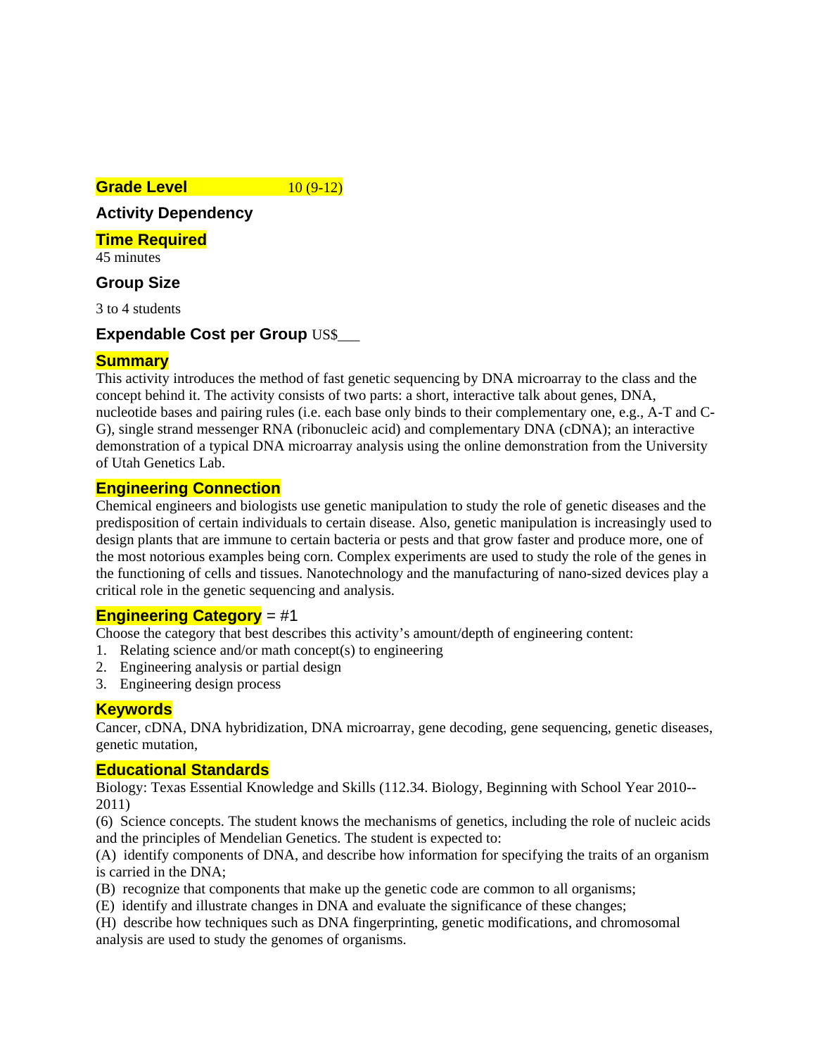**Grade Level** 10 (9-12)

**Activity Dependency**

**Time Required**
45 minutes

**Group Size**

3 to 4 students

**Expendable Cost per Group** US$___

**Summary**
This activity introduces the method of fast genetic sequencing by DNA microarray to the class and the concept behind it. The activity consists of two parts: a short, interactive talk about genes, DNA, nucleotide bases and pairing rules (i.e. each base only binds to their complementary one, e.g., A-T and C-G), single strand messenger RNA (ribonucleic acid) and complementary DNA (cDNA); an interactive demonstration of a typical DNA microarray analysis using the online demonstration from the University of Utah Genetics Lab.

**Engineering Connection**
Chemical engineers and biologists use genetic manipulation to study the role of genetic diseases and the predisposition of certain individuals to certain disease. Also, genetic manipulation is increasingly used to design plants that are immune to certain bacteria or pests and that grow faster and produce more, one of the most notorious examples being corn. Complex experiments are used to study the role of the genes in the functioning of cells and tissues. Nanotechnology and the manufacturing of nano-sized devices play a critical role in the genetic sequencing and analysis.

**Engineering Category** = #1
Choose the category that best describes this activity's amount/depth of engineering content:
1. Relating science and/or math concept(s) to engineering
2. Engineering analysis or partial design
3. Engineering design process

**Keywords**
Cancer, cDNA, DNA hybridization, DNA microarray, gene decoding, gene sequencing, genetic diseases, genetic mutation,

**Educational Standards**
Biology: Texas Essential Knowledge and Skills (112.34. Biology, Beginning with School Year 2010--2011)
(6) Science concepts. The student knows the mechanisms of genetics, including the role of nucleic acids and the principles of Mendelian Genetics. The student is expected to:
(A) identify components of DNA, and describe how information for specifying the traits of an organism is carried in the DNA;
(B) recognize that components that make up the genetic code are common to all organisms;
(E) identify and illustrate changes in DNA and evaluate the significance of these changes;
(H) describe how techniques such as DNA fingerprinting, genetic modifications, and chromosomal analysis are used to study the genomes of organisms.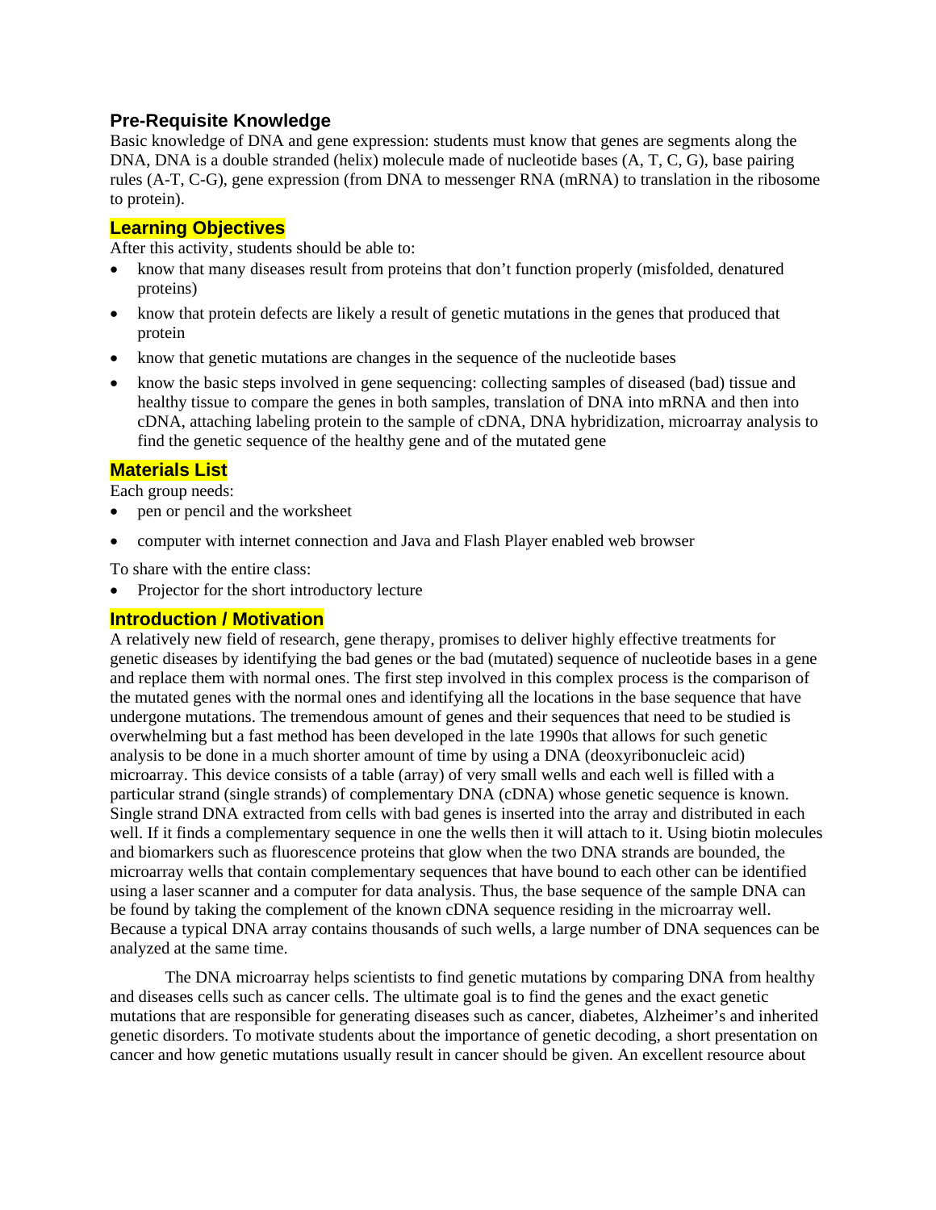## Pre-Requisite Knowledge

Basic knowledge of DNA and gene expression: students must know that genes are segments along the DNA, DNA is a double stranded (helix) molecule made of nucleotide bases (A, T, C, G), base pairing rules (A-T, C-G), gene expression (from DNA to messenger RNA (mRNA) to translation in the ribosome to protein).

## Learning Objectives

After this activity, students should be able to:

- know that many diseases result from proteins that don't function properly (misfolded, denatured proteins)
- know that protein defects are likely a result of genetic mutations in the genes that produced that protein
- know that genetic mutations are changes in the sequence of the nucleotide bases
- know the basic steps involved in gene sequencing: collecting samples of diseased (bad) tissue and healthy tissue to compare the genes in both samples, translation of DNA into mRNA and then into cDNA, attaching labeling protein to the sample of cDNA, DNA hybridization, microarray analysis to find the genetic sequence of the healthy gene and of the mutated gene

## Materials List

Each group needs:

- pen or pencil and the worksheet
- computer with internet connection and Java and Flash Player enabled web browser

To share with the entire class:

- Projector for the short introductory lecture

## Introduction / Motivation

A relatively new field of research, gene therapy, promises to deliver highly effective treatments for genetic diseases by identifying the bad genes or the bad (mutated) sequence of nucleotide bases in a gene and replace them with normal ones. The first step involved in this complex process is the comparison of the mutated genes with the normal ones and identifying all the locations in the base sequence that have undergone mutations. The tremendous amount of genes and their sequences that need to be studied is overwhelming but a fast method has been developed in the late 1990s that allows for such genetic analysis to be done in a much shorter amount of time by using a DNA (deoxyribonucleic acid) microarray. This device consists of a table (array) of very small wells and each well is filled with a particular strand (single strands) of complementary DNA (cDNA) whose genetic sequence is known. Single strand DNA extracted from cells with bad genes is inserted into the array and distributed in each well. If it finds a complementary sequence in one the wells then it will attach to it. Using biotin molecules and biomarkers such as fluorescence proteins that glow when the two DNA strands are bounded, the microarray wells that contain complementary sequences that have bound to each other can be identified using a laser scanner and a computer for data analysis. Thus, the base sequence of the sample DNA can be found by taking the complement of the known cDNA sequence residing in the microarray well. Because a typical DNA array contains thousands of such wells, a large number of DNA sequences can be analyzed at the same time.

The DNA microarray helps scientists to find genetic mutations by comparing DNA from healthy and diseases cells such as cancer cells. The ultimate goal is to find the genes and the exact genetic mutations that are responsible for generating diseases such as cancer, diabetes, Alzheimer's and inherited genetic disorders. To motivate students about the importance of genetic decoding, a short presentation on cancer and how genetic mutations usually result in cancer should be given. An excellent resource about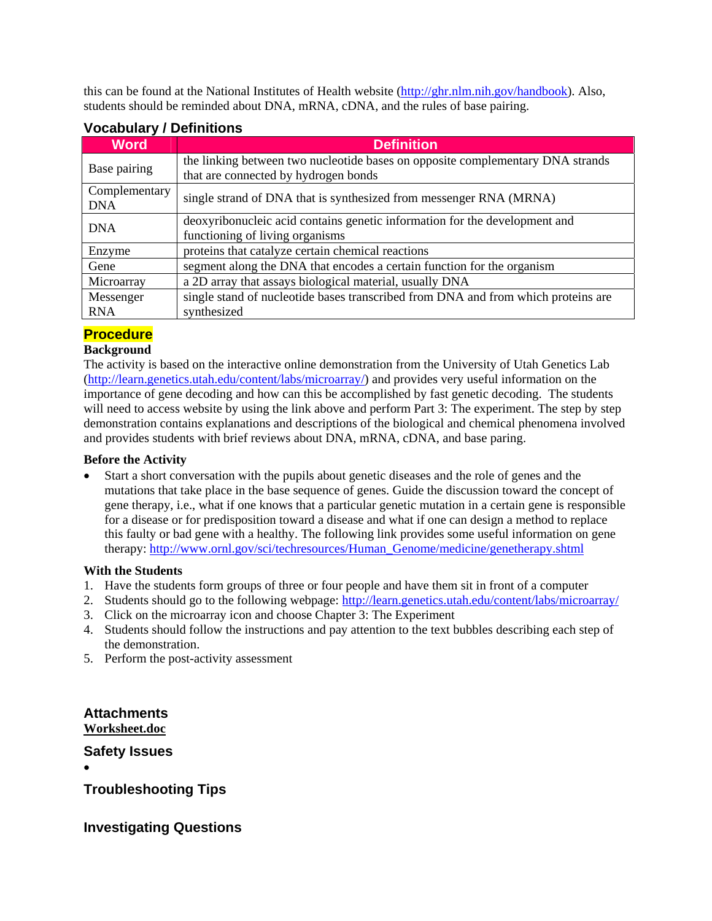this can be found at the National Institutes of Health website (http://ghr.nlm.nih.gov/handbook). Also, students should be reminded about DNA, mRNA, cDNA, and the rules of base pairing.

## Vocabulary / Definitions

| Word | Definition |
|---|---|
| Base pairing | the linking between two nucleotide bases on opposite complementary DNA strands that are connected by hydrogen bonds |
| Complementary DNA | single strand of DNA that is synthesized from messenger RNA (MRNA) |
| DNA | deoxyribonucleic acid contains genetic information for the development and functioning of living organisms |
| Enzyme | proteins that catalyze certain chemical reactions |
| Gene | segment along the DNA that encodes a certain function for the organism |
| Microarray | a 2D array that assays biological material, usually DNA |
| Messenger RNA | single stand of nucleotide bases transcribed from DNA and from which proteins are synthesized |

## Procedure

**Background**

The activity is based on the interactive online demonstration from the University of Utah Genetics Lab (http://learn.genetics.utah.edu/content/labs/microarray/) and provides very useful information on the importance of gene decoding and how can this be accomplished by fast genetic decoding. The students will need to access website by using the link above and perform Part 3: The experiment. The step by step demonstration contains explanations and descriptions of the biological and chemical phenomena involved and provides students with brief reviews about DNA, mRNA, cDNA, and base paring.

**Before the Activity**

- Start a short conversation with the pupils about genetic diseases and the role of genes and the mutations that take place in the base sequence of genes. Guide the discussion toward the concept of gene therapy, i.e., what if one knows that a particular genetic mutation in a certain gene is responsible for a disease or for predisposition toward a disease and what if one can design a method to replace this faulty or bad gene with a healthy. The following link provides some useful information on gene therapy: http://www.ornl.gov/sci/techresources/Human_Genome/medicine/genetherapy.shtml

**With the Students**

1. Have the students form groups of three or four people and have them sit in front of a computer
2. Students should go to the following webpage: http://learn.genetics.utah.edu/content/labs/microarray/
3. Click on the microarray icon and choose Chapter 3: The Experiment
4. Students should follow the instructions and pay attention to the text bubbles describing each step of the demonstration.
5. Perform the post-activity assessment

## Attachments

**Worksheet.doc**

## Safety Issues

- 

## Troubleshooting Tips

## Investigating Questions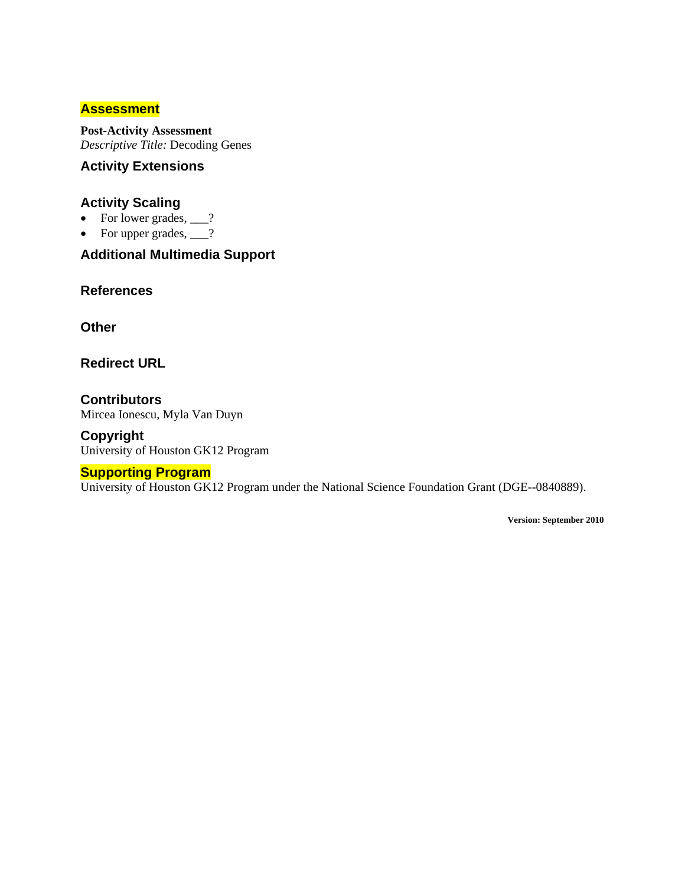## Assessment

**Post-Activity Assessment**
*Descriptive Title:* Decoding Genes

## Activity Extensions

## Activity Scaling

- For lower grades, ___?
- For upper grades, ___?

## Additional Multimedia Support

## References

## Other

## Redirect URL

## Contributors

Mircea Ionescu, Myla Van Duyn

## Copyright

University of Houston GK12 Program

## Supporting Program

University of Houston GK12 Program under the National Science Foundation Grant (DGE--0840889).

**Version: September 2010**